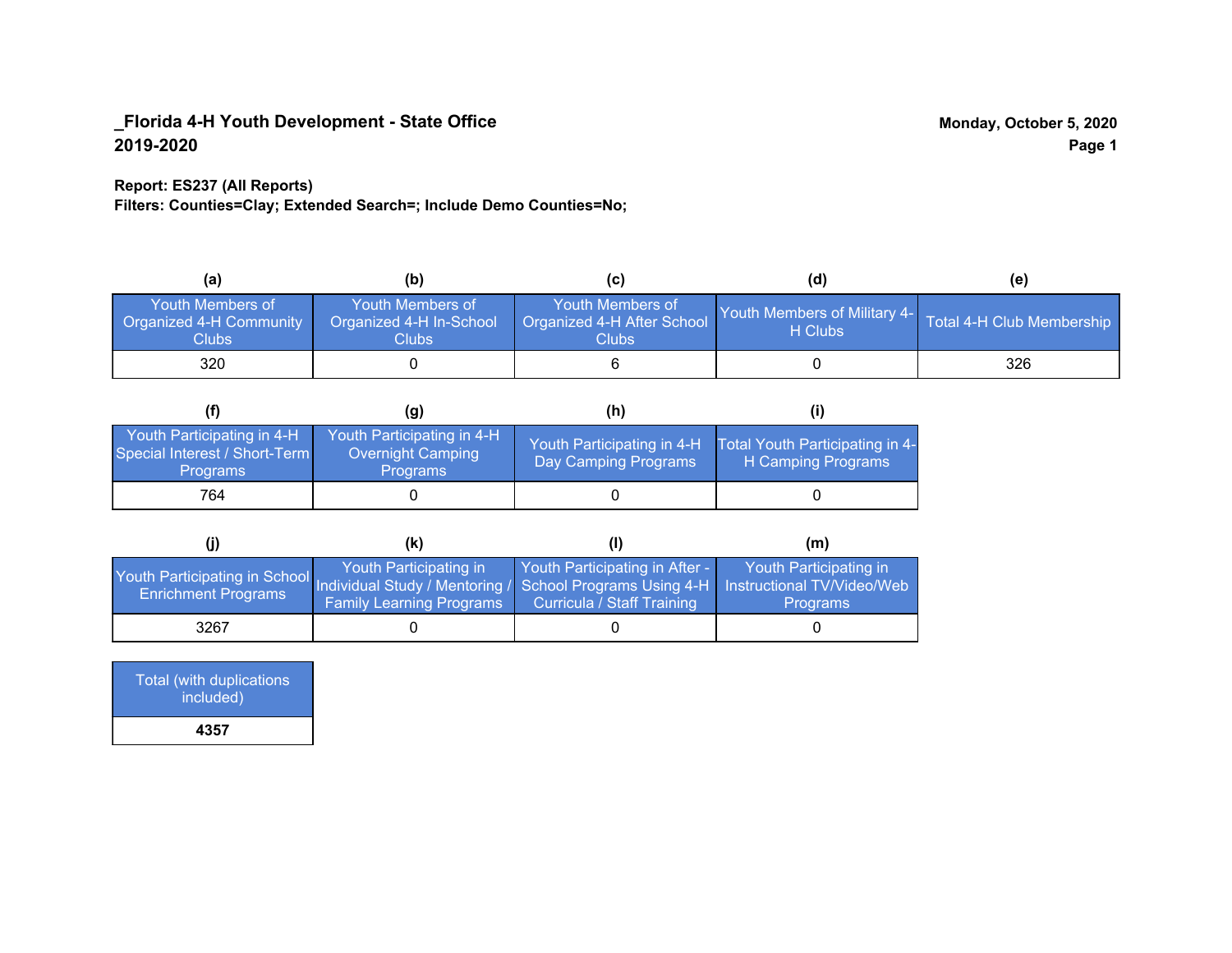**_Florida 4-H Youth Development - State Office**
**2019-2020**

**Monday, October 5, 2020**

**Report: ES237 (All Reports)**
**Filters: Counties=Clay; Extended Search=; Include Demo Counties=No;**

| (a) | (b) | (c) | (d) | (e) |
|---|---|---|---|---|
| Youth Members of Organized 4-H Community Clubs | Youth Members of Organized 4-H In-School Clubs | Youth Members of Organized 4-H After School Clubs | Youth Members of Military 4-H Clubs | Total 4-H Club Membership |
| 320 | 0 | 6 | 0 | 326 |

| (f) | (g) | (h) | (i) |
|---|---|---|---|
| Youth Participating in 4-H Special Interest / Short-Term Programs | Youth Participating in 4-H Overnight Camping Programs | Youth Participating in 4-H Day Camping Programs | Total Youth Participating in 4-H Camping Programs |
| 764 | 0 | 0 | 0 |

| (j) | (k) | (l) | (m) |
|---|---|---|---|
| Youth Participating in School Enrichment Programs | Youth Participating in Individual Study / Mentoring / Family Learning Programs | Youth Participating in After - School Programs Using 4-H Curricula / Staff Training | Youth Participating in Instructional TV/Video/Web Programs |
| 3267 | 0 | 0 | 0 |

| Total (with duplications included) |
|---|
| **4357** |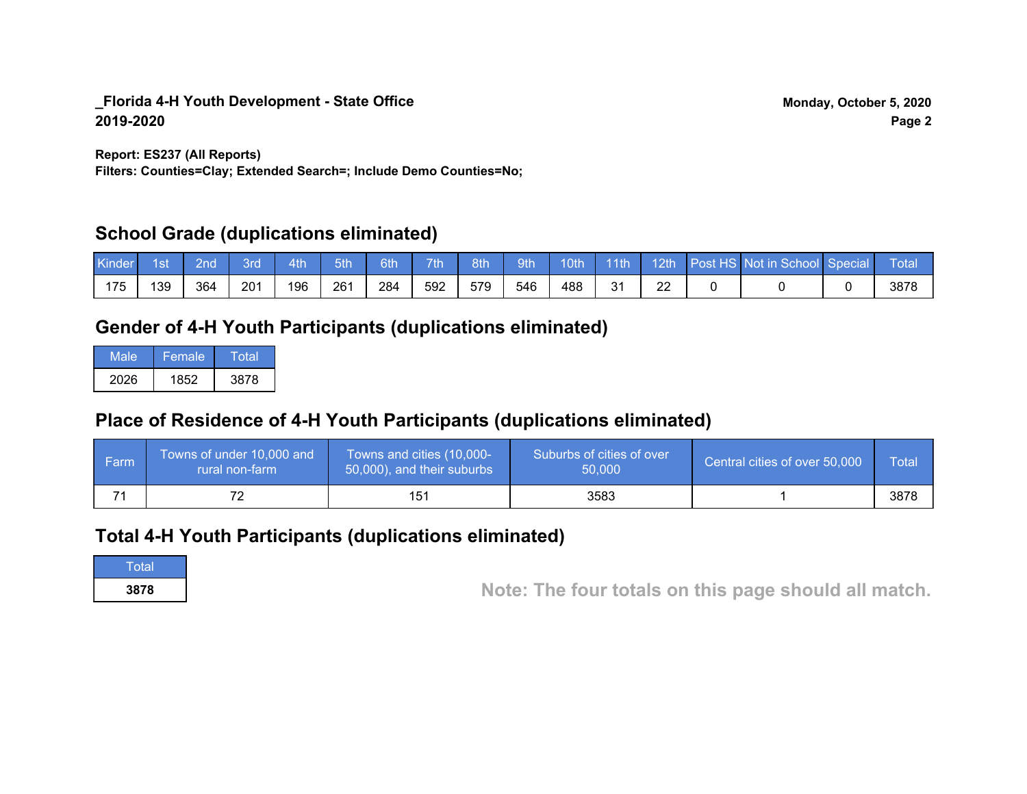**_Florida 4-H Youth Development - State Office**
**2019-2020**

**Monday, October 5, 2020**

**Report: ES237 (All Reports)**
**Filters: Counties=Clay; Extended Search=; Include Demo Counties=No;**

## School Grade (duplications eliminated)

| Kinder | 1st | 2nd | 3rd | 4th | 5th | 6th | 7th | 8th | 9th | 10th | 11th | 12th | Post HS | Not in School | Special | Total |
|---|---|---|---|---|---|---|---|---|---|---|---|---|---|---|---|---|
| 175 | 139 | 364 | 201 | 196 | 261 | 284 | 592 | 579 | 546 | 488 | 31 | 22 | 0 | 0 | 0 | 3878 |

## Gender of 4-H Youth Participants (duplications eliminated)

| Male | Female | Total |
|---|---|---|
| 2026 | 1852 | 3878 |

## Place of Residence of 4-H Youth Participants (duplications eliminated)

| Farm | Towns of under 10,000 and rural non-farm | Towns and cities (10,000-50,000), and their suburbs | Suburbs of cities of over 50,000 | Central cities of over 50,000 | Total |
|---|---|---|---|---|---|
| 71 | 72 | 151 | 3583 | 1 | 3878 |

## Total 4-H Youth Participants (duplications eliminated)

| Total |
|---|
| **3878** |

**Note: The four totals on this page should all match.**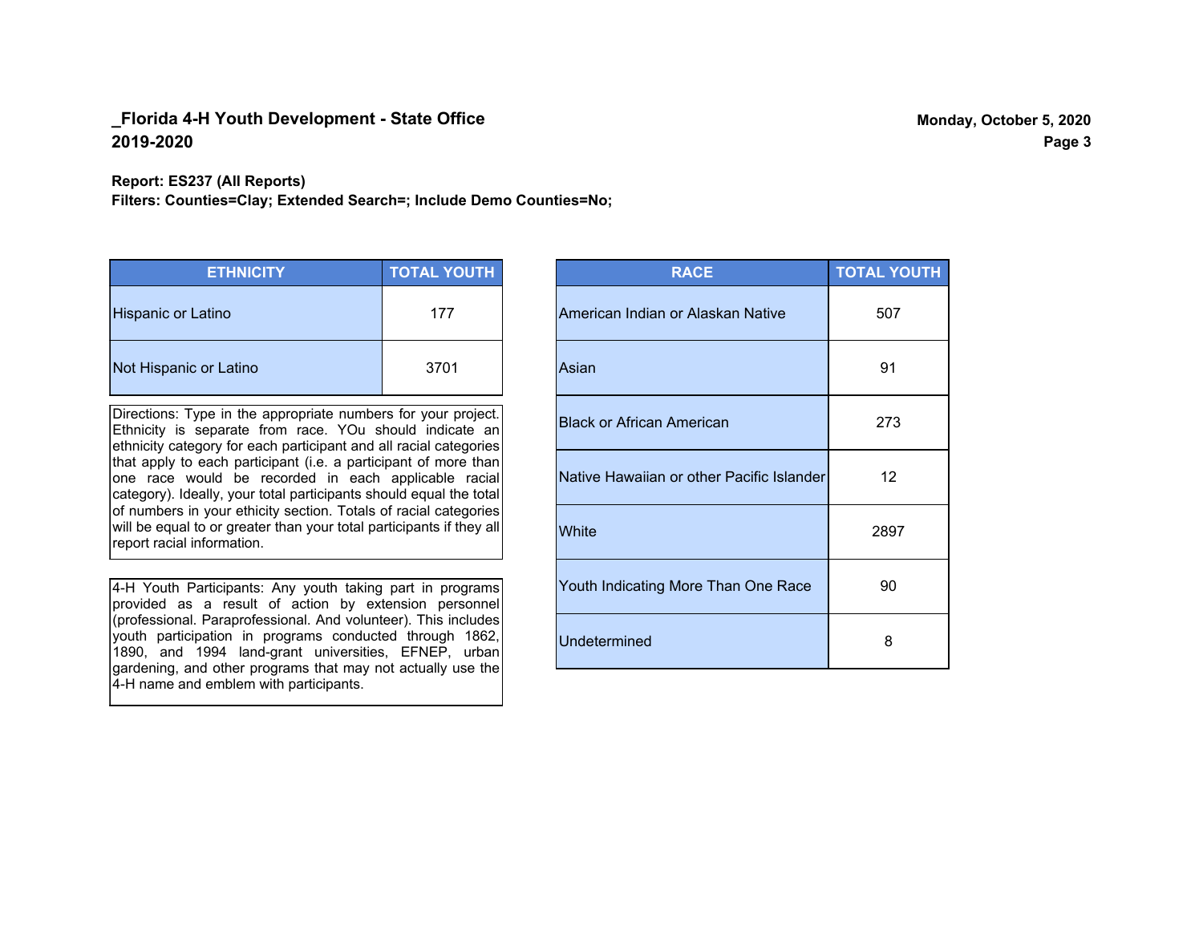**_Florida 4-H Youth Development - State Office**
**2019-2020**

**Monday, October 5, 2020**

**Report: ES237 (All Reports)**
**Filters: Counties=Clay; Extended Search=; Include Demo Counties=No;**

| ETHNICITY | TOTAL YOUTH |
|---|---|
| Hispanic or Latino | 177 |
| Not Hispanic or Latino | 3701 |

Directions: Type in the appropriate numbers for your project. Ethnicity is separate from race. YOu should indicate an ethnicity category for each participant and all racial categories that apply to each participant (i.e. a participant of more than one race would be recorded in each applicable racial category). Ideally, your total participants should equal the total of numbers in your ethicity section. Totals of racial categories will be equal to or greater than your total participants if they all report racial information.

4-H Youth Participants: Any youth taking part in programs provided as a result of action by extension personnel (professional. Paraprofessional. And volunteer). This includes youth participation in programs conducted through 1862, 1890, and 1994 land-grant universities, EFNEP, urban gardening, and other programs that may not actually use the 4-H name and emblem with participants.

| RACE | TOTAL YOUTH |
|---|---|
| American Indian or Alaskan Native | 507 |
| Asian | 91 |
| Black or African American | 273 |
| Native Hawaiian or other Pacific Islander | 12 |
| White | 2897 |
| Youth Indicating More Than One Race | 90 |
| Undetermined | 8 |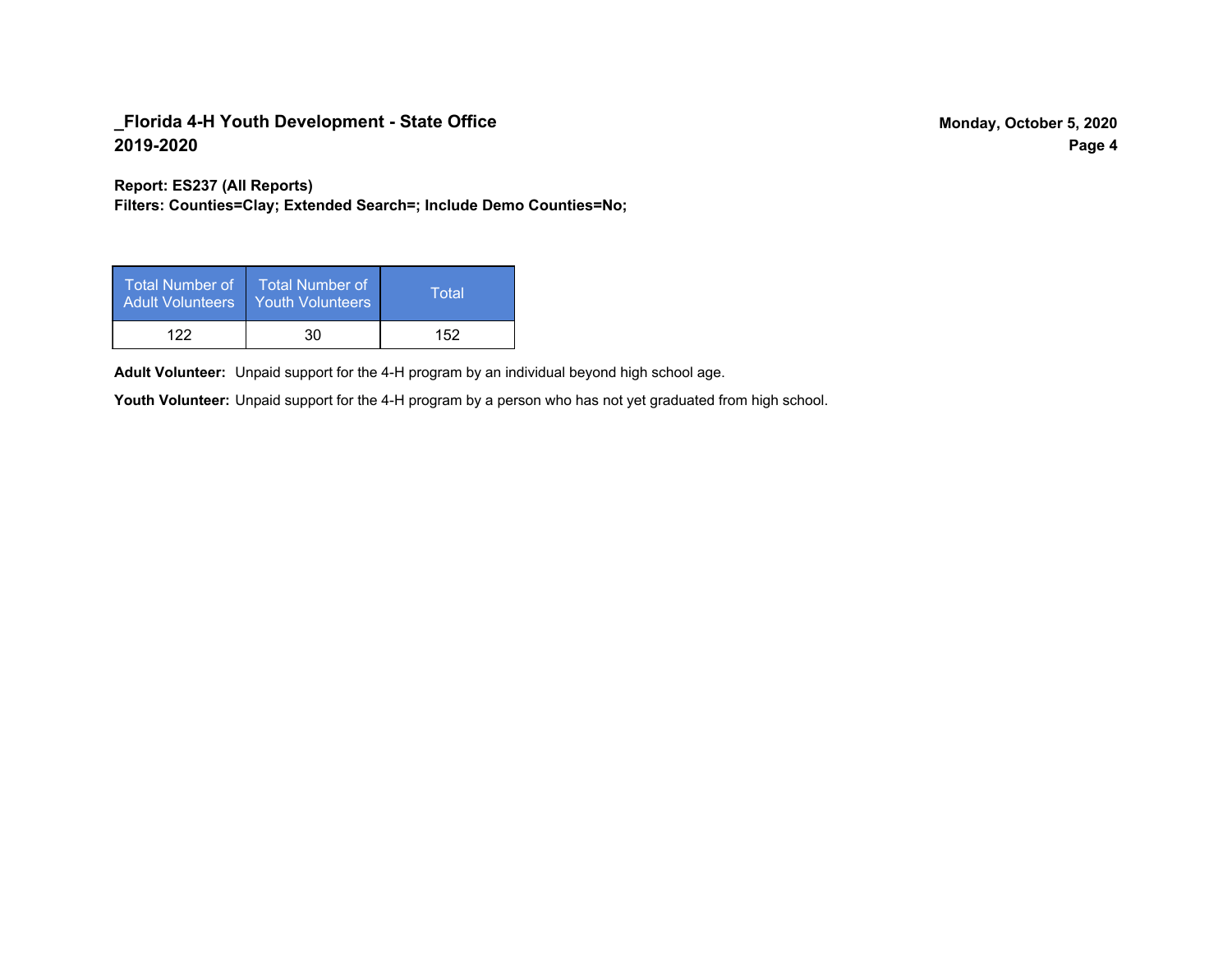**Report: ES237 (All Reports)**
**Filters: Counties=Clay; Extended Search=; Include Demo Counties=No;**

| Total Number of Adult Volunteers | Total Number of Youth Volunteers | Total |
|---|---|---|
| 122 | 30 | 152 |

**Adult Volunteer:** Unpaid support for the 4-H program by an individual beyond high school age.

**Youth Volunteer:** Unpaid support for the 4-H program by a person who has not yet graduated from high school.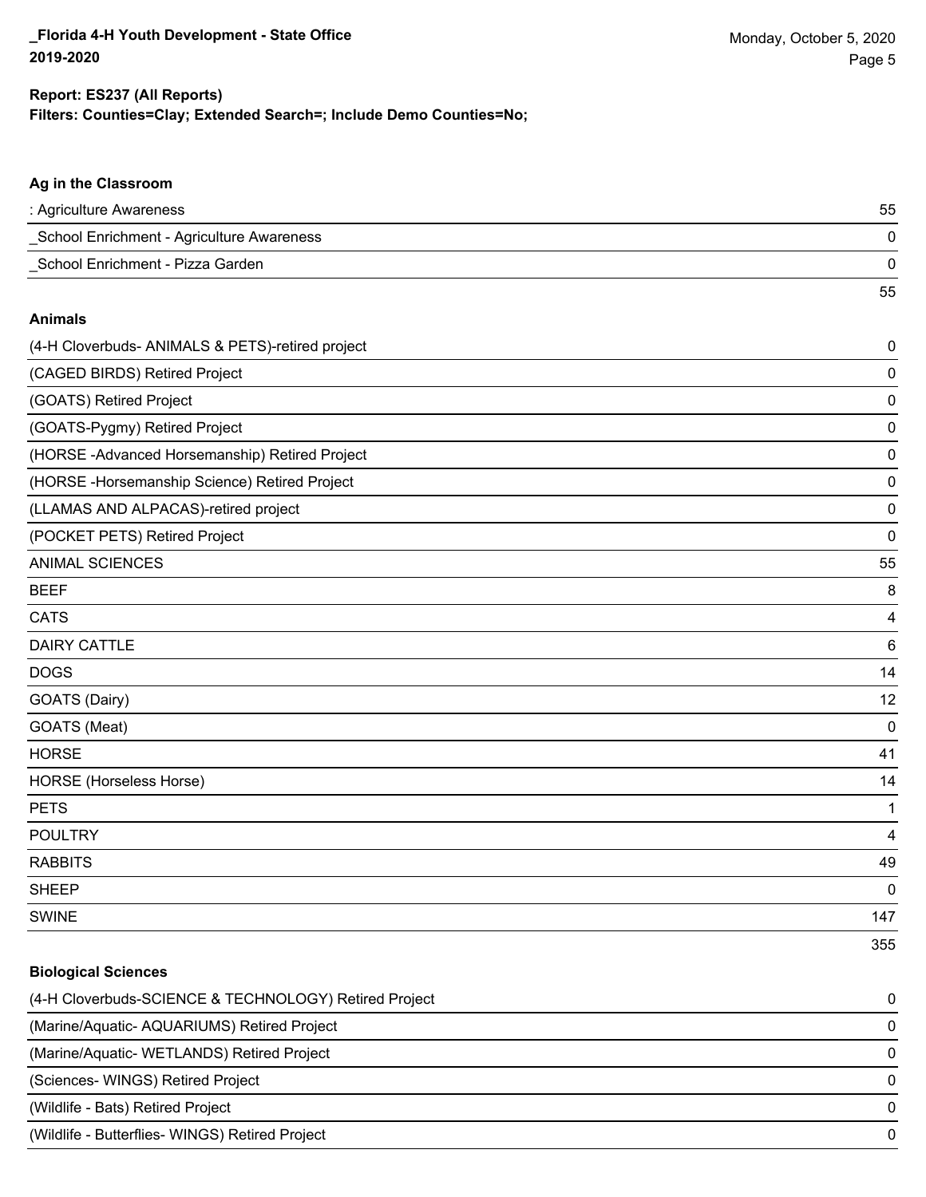**_Florida 4-H Youth Development - State Office**
**2019-2020**

Monday, October 5, 2020

**Report: ES237 (All Reports)**
**Filters: Counties=Clay; Extended Search=; Include Demo Counties=No;**

### Ag in the Classroom

| | |
|---|---|
| : Agriculture Awareness | 55 |
| _School Enrichment - Agriculture Awareness | 0 |
| _School Enrichment - Pizza Garden | 0 |
| | 55 |

### Animals

| | |
|---|---|
| (4-H Cloverbuds- ANIMALS & PETS)-retired project | 0 |
| (CAGED BIRDS) Retired Project | 0 |
| (GOATS) Retired Project | 0 |
| (GOATS-Pygmy) Retired Project | 0 |
| (HORSE -Advanced Horsemanship) Retired Project | 0 |
| (HORSE -Horsemanship Science) Retired Project | 0 |
| (LLAMAS AND ALPACAS)-retired project | 0 |
| (POCKET PETS) Retired Project | 0 |
| ANIMAL SCIENCES | 55 |
| BEEF | 8 |
| CATS | 4 |
| DAIRY CATTLE | 6 |
| DOGS | 14 |
| GOATS (Dairy) | 12 |
| GOATS (Meat) | 0 |
| HORSE | 41 |
| HORSE (Horseless Horse) | 14 |
| PETS | 1 |
| POULTRY | 4 |
| RABBITS | 49 |
| SHEEP | 0 |
| SWINE | 147 |
| | 355 |

### Biological Sciences

| | |
|---|---|
| (4-H Cloverbuds-SCIENCE & TECHNOLOGY) Retired Project | 0 |
| (Marine/Aquatic- AQUARIUMS) Retired Project | 0 |
| (Marine/Aquatic- WETLANDS) Retired Project | 0 |
| (Sciences- WINGS) Retired Project | 0 |
| (Wildlife - Bats) Retired Project | 0 |
| (Wildlife - Butterflies- WINGS) Retired Project | 0 |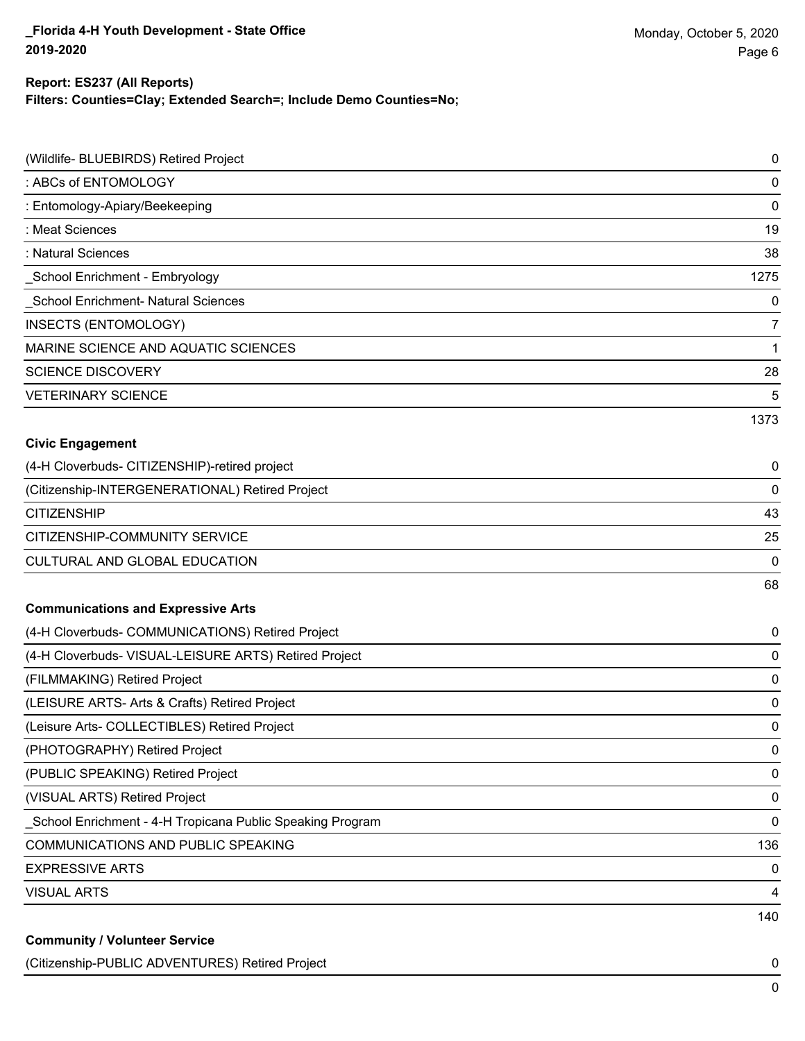**Report: ES237 (All Reports)**
**Filters: Counties=Clay; Extended Search=; Include Demo Counties=No;**

| | |
|---|---|
| (Wildlife- BLUEBIRDS) Retired Project | 0 |
| : ABCs of ENTOMOLOGY | 0 |
| : Entomology-Apiary/Beekeeping | 0 |
| : Meat Sciences | 19 |
| : Natural Sciences | 38 |
| _School Enrichment - Embryology | 1275 |
| _School Enrichment- Natural Sciences | 0 |
| INSECTS (ENTOMOLOGY) | 7 |
| MARINE SCIENCE AND AQUATIC SCIENCES | 1 |
| SCIENCE DISCOVERY | 28 |
| VETERINARY SCIENCE | 5 |
| | 1373 |

**Civic Engagement**

| | |
|---|---|
| (4-H Cloverbuds- CITIZENSHIP)-retired project | 0 |
| (Citizenship-INTERGENERATIONAL) Retired Project | 0 |
| CITIZENSHIP | 43 |
| CITIZENSHIP-COMMUNITY SERVICE | 25 |
| CULTURAL AND GLOBAL EDUCATION | 0 |
| | 68 |

**Communications and Expressive Arts**

| | |
|---|---|
| (4-H Cloverbuds- COMMUNICATIONS) Retired Project | 0 |
| (4-H Cloverbuds- VISUAL-LEISURE ARTS) Retired Project | 0 |
| (FILMMAKING) Retired Project | 0 |
| (LEISURE ARTS- Arts & Crafts) Retired Project | 0 |
| (Leisure Arts- COLLECTIBLES) Retired Project | 0 |
| (PHOTOGRAPHY) Retired Project | 0 |
| (PUBLIC SPEAKING) Retired Project | 0 |
| (VISUAL ARTS) Retired Project | 0 |
| _School Enrichment - 4-H Tropicana Public Speaking Program | 0 |
| COMMUNICATIONS AND PUBLIC SPEAKING | 136 |
| EXPRESSIVE ARTS | 0 |
| VISUAL ARTS | 4 |
| | 140 |

**Community / Volunteer Service**

| | |
|---|---|
| (Citizenship-PUBLIC ADVENTURES) Retired Project | 0 |
| | 0 |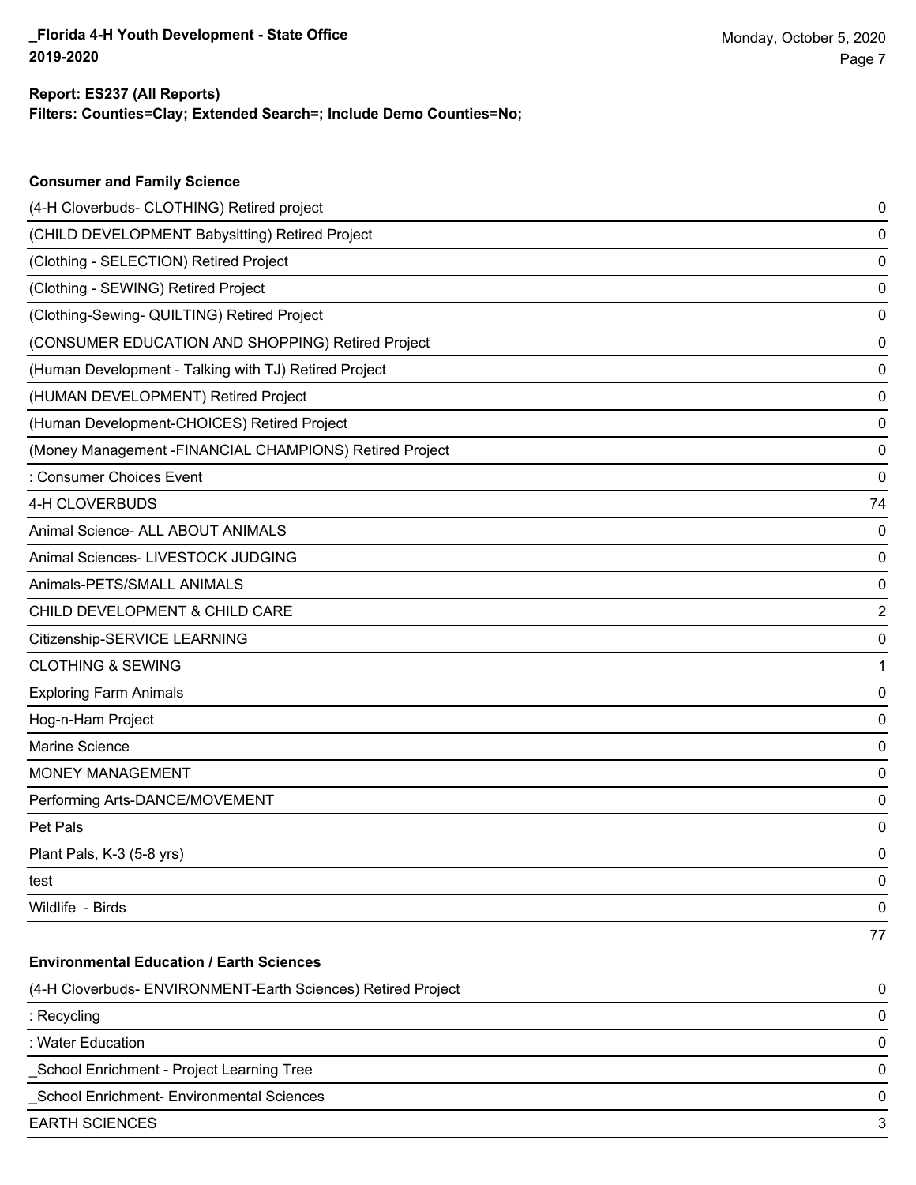**Report: ES237 (All Reports)**
**Filters: Counties=Clay; Extended Search=; Include Demo Counties=No;**

### Consumer and Family Science

| | |
|---|---|
| (4-H Cloverbuds- CLOTHING) Retired project | 0 |
| (CHILD DEVELOPMENT Babysitting) Retired Project | 0 |
| (Clothing - SELECTION) Retired Project | 0 |
| (Clothing - SEWING) Retired Project | 0 |
| (Clothing-Sewing- QUILTING) Retired Project | 0 |
| (CONSUMER EDUCATION AND SHOPPING) Retired Project | 0 |
| (Human Development - Talking with TJ) Retired Project | 0 |
| (HUMAN DEVELOPMENT) Retired Project | 0 |
| (Human Development-CHOICES) Retired Project | 0 |
| (Money Management -FINANCIAL CHAMPIONS) Retired Project | 0 |
| : Consumer Choices Event | 0 |
| 4-H CLOVERBUDS | 74 |
| Animal Science- ALL ABOUT ANIMALS | 0 |
| Animal Sciences- LIVESTOCK JUDGING | 0 |
| Animals-PETS/SMALL ANIMALS | 0 |
| CHILD DEVELOPMENT & CHILD CARE | 2 |
| Citizenship-SERVICE LEARNING | 0 |
| CLOTHING & SEWING | 1 |
| Exploring Farm Animals | 0 |
| Hog-n-Ham Project | 0 |
| Marine Science | 0 |
| MONEY MANAGEMENT | 0 |
| Performing Arts-DANCE/MOVEMENT | 0 |
| Pet Pals | 0 |
| Plant Pals, K-3 (5-8 yrs) | 0 |
| test | 0 |
| Wildlife - Birds | 0 |
| | 77 |

### Environmental Education / Earth Sciences

| | |
|---|---|
| (4-H Cloverbuds- ENVIRONMENT-Earth Sciences) Retired Project | 0 |
| : Recycling | 0 |
| : Water Education | 0 |
| _School Enrichment - Project Learning Tree | 0 |
| _School Enrichment- Environmental Sciences | 0 |
| EARTH SCIENCES | 3 |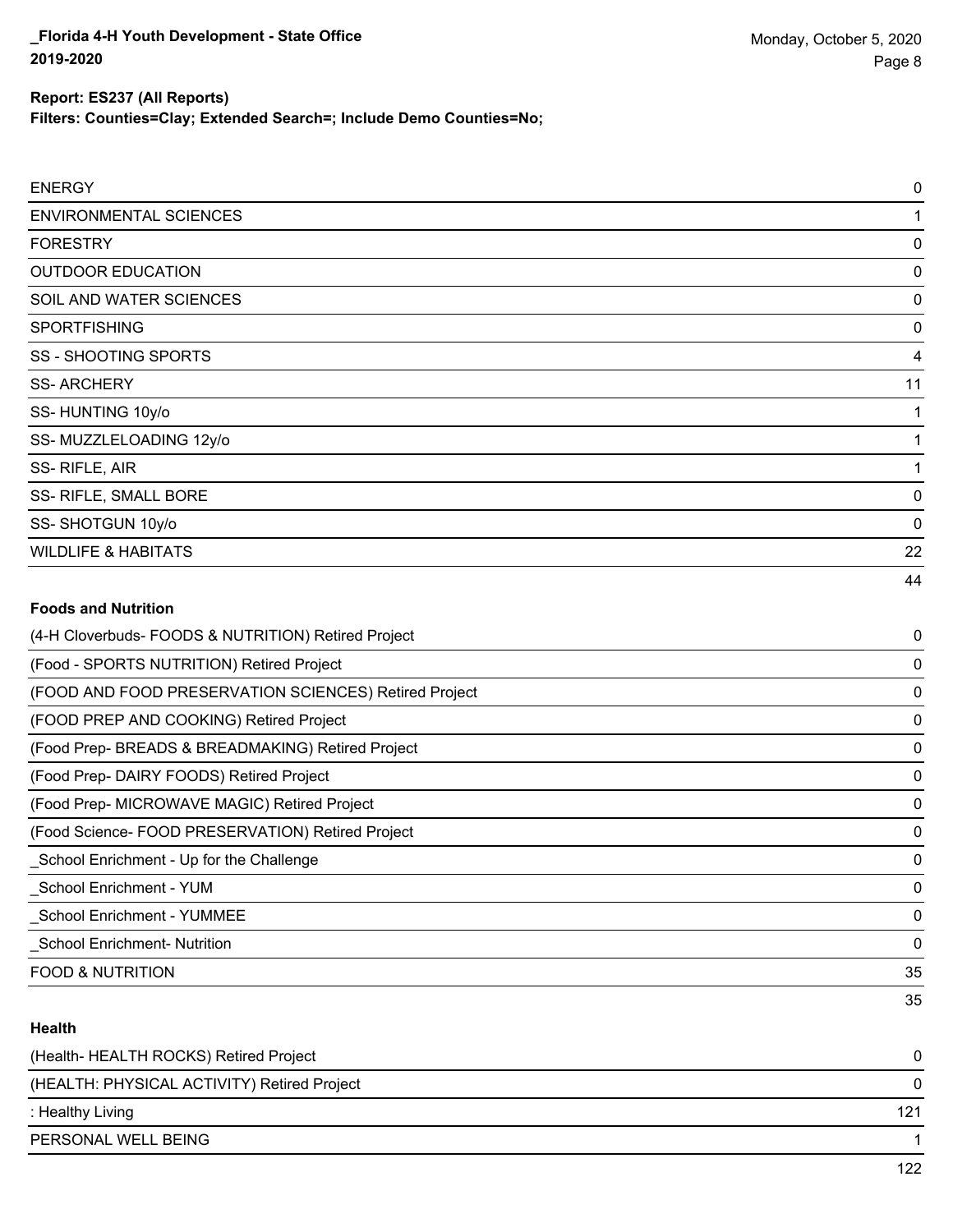**Report: ES237 (All Reports)**
**Filters: Counties=Clay; Extended Search=; Include Demo Counties=No;**

| | |
|---|---|
| ENERGY | 0 |
| ENVIRONMENTAL SCIENCES | 1 |
| FORESTRY | 0 |
| OUTDOOR EDUCATION | 0 |
| SOIL AND WATER SCIENCES | 0 |
| SPORTFISHING | 0 |
| SS - SHOOTING SPORTS | 4 |
| SS- ARCHERY | 11 |
| SS- HUNTING 10y/o | 1 |
| SS- MUZZLELOADING 12y/o | 1 |
| SS- RIFLE, AIR | 1 |
| SS- RIFLE, SMALL BORE | 0 |
| SS- SHOTGUN 10y/o | 0 |
| WILDLIFE & HABITATS | 22 |
| | 44 |

**Foods and Nutrition**

| | |
|---|---|
| (4-H Cloverbuds- FOODS & NUTRITION) Retired Project | 0 |
| (Food - SPORTS NUTRITION) Retired Project | 0 |
| (FOOD AND FOOD PRESERVATION SCIENCES) Retired Project | 0 |
| (FOOD PREP AND COOKING) Retired Project | 0 |
| (Food Prep- BREADS & BREADMAKING) Retired Project | 0 |
| (Food Prep- DAIRY FOODS) Retired Project | 0 |
| (Food Prep- MICROWAVE MAGIC) Retired Project | 0 |
| (Food Science- FOOD PRESERVATION) Retired Project | 0 |
| _School Enrichment - Up for the Challenge | 0 |
| _School Enrichment - YUM | 0 |
| _School Enrichment - YUMMEE | 0 |
| _School Enrichment- Nutrition | 0 |
| FOOD & NUTRITION | 35 |
| | 35 |

**Health**

| | |
|---|---|
| (Health- HEALTH ROCKS) Retired Project | 0 |
| (HEALTH: PHYSICAL ACTIVITY) Retired Project | 0 |
| : Healthy Living | 121 |
| PERSONAL WELL BEING | 1 |
| | 122 |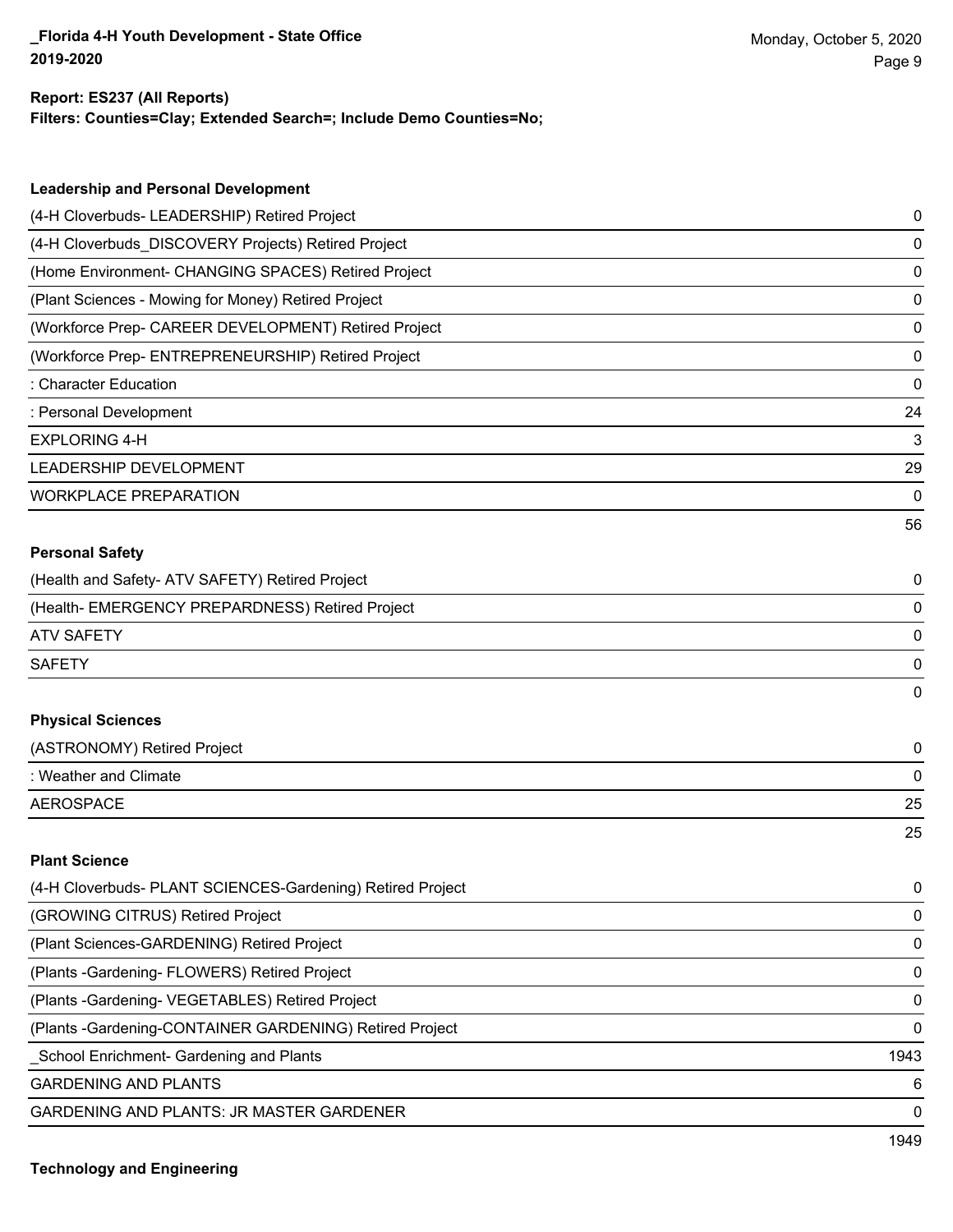**Report: ES237 (All Reports)**
**Filters: Counties=Clay; Extended Search=; Include Demo Counties=No;**

### Leadership and Personal Development

| | |
|---|---|
| (4-H Cloverbuds- LEADERSHIP) Retired Project | 0 |
| (4-H Cloverbuds_DISCOVERY Projects) Retired Project | 0 |
| (Home Environment- CHANGING SPACES) Retired Project | 0 |
| (Plant Sciences - Mowing for Money) Retired Project | 0 |
| (Workforce Prep- CAREER DEVELOPMENT) Retired Project | 0 |
| (Workforce Prep- ENTREPRENEURSHIP) Retired Project | 0 |
| : Character Education | 0 |
| : Personal Development | 24 |
| EXPLORING 4-H | 3 |
| LEADERSHIP DEVELOPMENT | 29 |
| WORKPLACE PREPARATION | 0 |
| | 56 |

### Personal Safety

| | |
|---|---|
| (Health and Safety- ATV SAFETY) Retired Project | 0 |
| (Health- EMERGENCY PREPARDNESS) Retired Project | 0 |
| ATV SAFETY | 0 |
| SAFETY | 0 |
| | 0 |

### Physical Sciences

| | |
|---|---|
| (ASTRONOMY) Retired Project | 0 |
| : Weather and Climate | 0 |
| AEROSPACE | 25 |
| | 25 |

### Plant Science

| | |
|---|---|
| (4-H Cloverbuds- PLANT SCIENCES-Gardening) Retired Project | 0 |
| (GROWING CITRUS) Retired Project | 0 |
| (Plant Sciences-GARDENING) Retired Project | 0 |
| (Plants -Gardening- FLOWERS) Retired Project | 0 |
| (Plants -Gardening- VEGETABLES) Retired Project | 0 |
| (Plants -Gardening-CONTAINER GARDENING) Retired Project | 0 |
| _School Enrichment- Gardening and Plants | 1943 |
| GARDENING AND PLANTS | 6 |
| GARDENING AND PLANTS: JR MASTER GARDENER | 0 |
| | 1949 |

### Technology and Engineering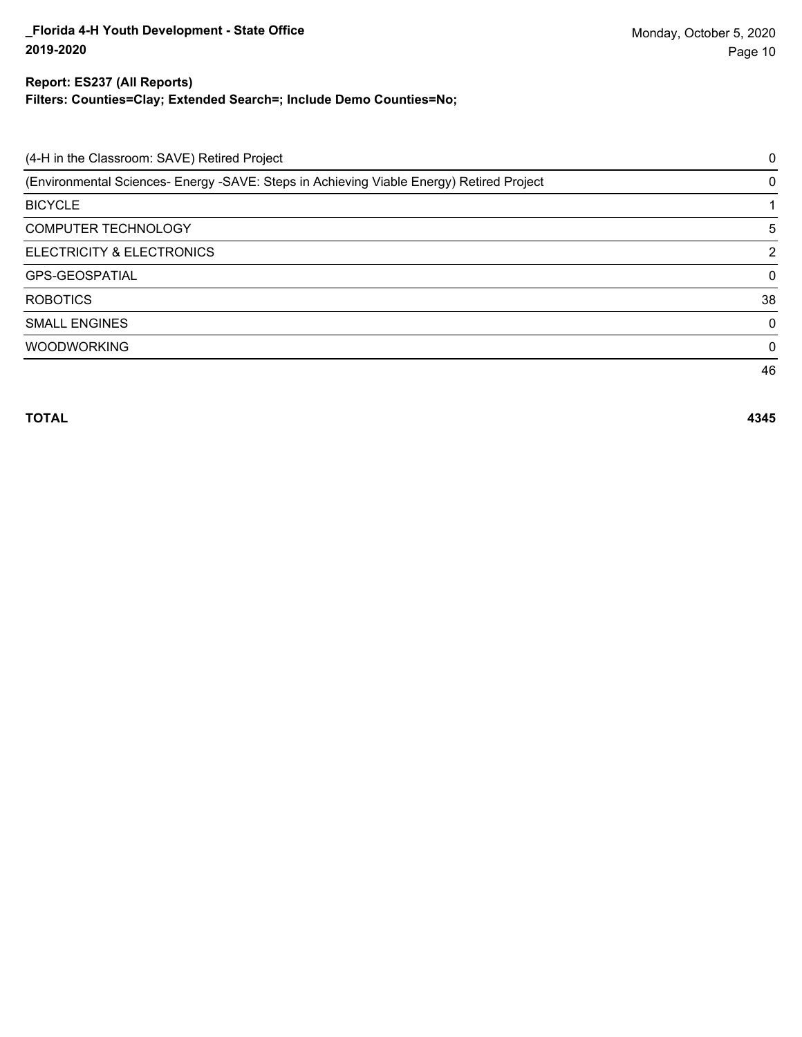**Report: ES237 (All Reports)**
**Filters: Counties=Clay; Extended Search=; Include Demo Counties=No;**

| | |
|---|---|
| (4-H in the Classroom: SAVE) Retired Project | 0 |
| (Environmental Sciences- Energy -SAVE: Steps in Achieving Viable Energy) Retired Project | 0 |
| BICYCLE | 1 |
| COMPUTER TECHNOLOGY | 5 |
| ELECTRICITY & ELECTRONICS | 2 |
| GPS-GEOSPATIAL | 0 |
| ROBOTICS | 38 |
| SMALL ENGINES | 0 |
| WOODWORKING | 0 |
| | 46 |

| | |
|---|---|
| **TOTAL** | **4345** |